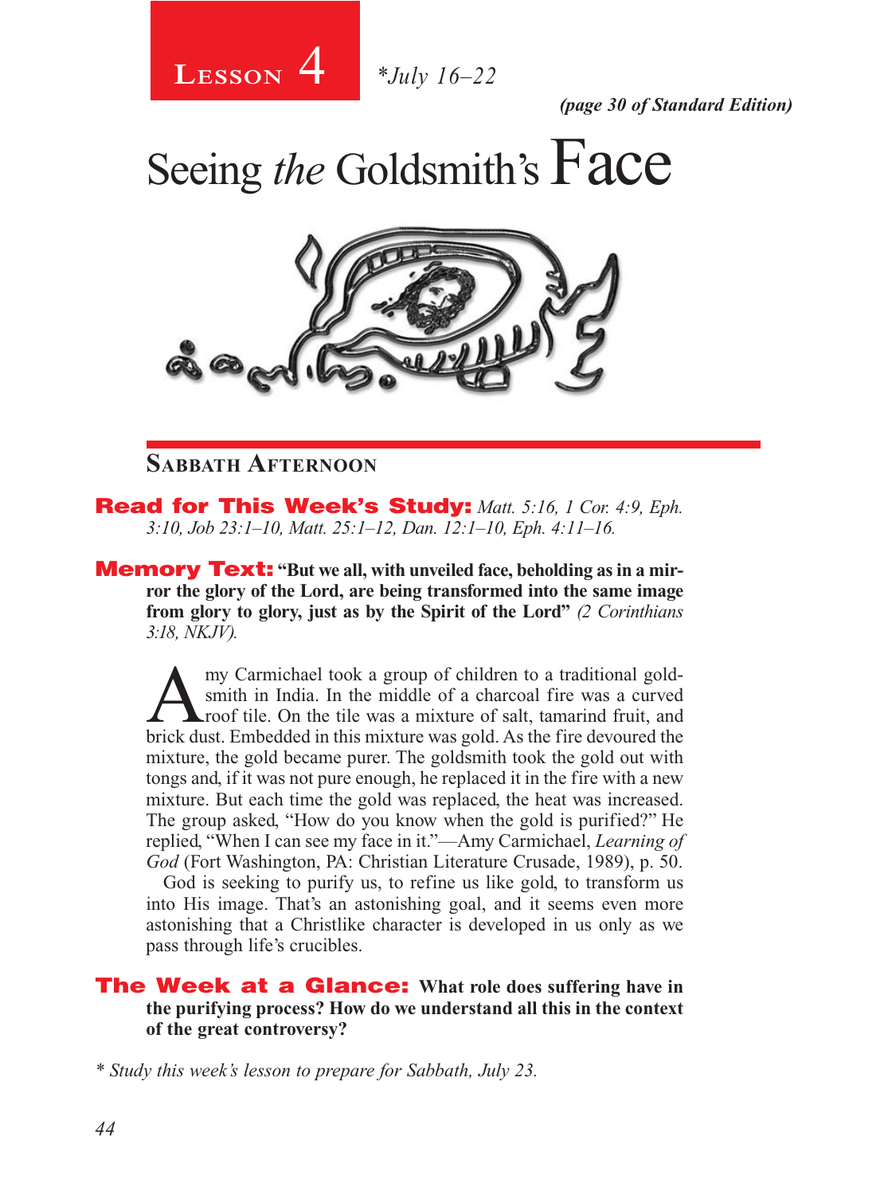# Lesson 4 *July 16–22

*(page 30 of Standard Edition)*

# Seeing *the* Goldsmith's Face

## Sabbath Afternoon

**Read for This Week's Study:** *Matt. 5:16, 1 Cor. 4:9, Eph. 3:10, Job 23:1–10, Matt. 25:1–12, Dan. 12:1–10, Eph. 4:11–16.*

**Memory Text:** **"But we all, with unveiled face, beholding as in a mirror the glory of the Lord, are being transformed into the same image from glory to glory, just as by the Spirit of the Lord"** *(2 Corinthians 3:18, NKJV).*

Amy Carmichael took a group of children to a traditional goldsmith in India. In the middle of a charcoal fire was a curved roof tile. On the tile was a mixture of salt, tamarind fruit, and brick dust. Embedded in this mixture was gold. As the fire devoured the mixture, the gold became purer. The goldsmith took the gold out with tongs and, if it was not pure enough, he replaced it in the fire with a new mixture. But each time the gold was replaced, the heat was increased. The group asked, "How do you know when the gold is purified?" He replied, "When I can see my face in it."—Amy Carmichael, *Learning of God* (Fort Washington, PA: Christian Literature Crusade, 1989), p. 50.

God is seeking to purify us, to refine us like gold, to transform us into His image. That's an astonishing goal, and it seems even more astonishing that a Christlike character is developed in us only as we pass through life's crucibles.

**The Week at a Glance:** **What role does suffering have in the purifying process? How do we understand all this in the context of the great controversy?**

*\* Study this week's lesson to prepare for Sabbath, July 23.*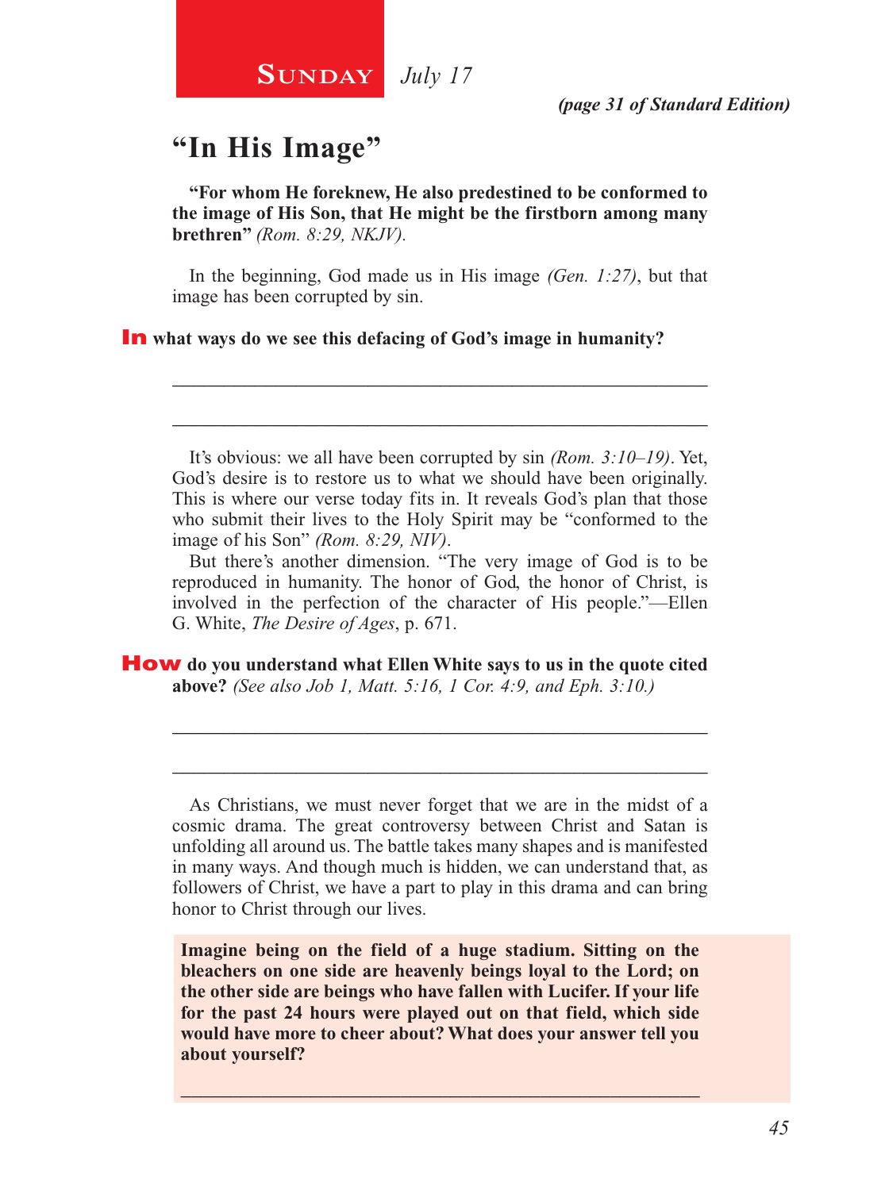**Sunday** *July 17*

*(page 31 of Standard Edition)*

# "In His Image"

**"For whom He foreknew, He also predestined to be conformed to the image of His Son, that He might be the firstborn among many brethren"** *(Rom. 8:29, NKJV).*

In the beginning, God made us in His image *(Gen. 1:27)*, but that image has been corrupted by sin.

**In what ways do we see this defacing of God's image in humanity?**

_______________________________________________________________

_______________________________________________________________

It's obvious: we all have been corrupted by sin *(Rom. 3:10–19)*. Yet, God's desire is to restore us to what we should have been originally. This is where our verse today fits in. It reveals God's plan that those who submit their lives to the Holy Spirit may be "conformed to the image of his Son" *(Rom. 8:29, NIV)*.

But there's another dimension. "The very image of God is to be reproduced in humanity. The honor of God, the honor of Christ, is involved in the perfection of the character of His people."—Ellen G. White, *The Desire of Ages*, p. 671.

**How do you understand what Ellen White says to us in the quote cited above?** *(See also Job 1, Matt. 5:16, 1 Cor. 4:9, and Eph. 3:10.)*

_______________________________________________________________

_______________________________________________________________

As Christians, we must never forget that we are in the midst of a cosmic drama. The great controversy between Christ and Satan is unfolding all around us. The battle takes many shapes and is manifested in many ways. And though much is hidden, we can understand that, as followers of Christ, we have a part to play in this drama and can bring honor to Christ through our lives.

**Imagine being on the field of a huge stadium. Sitting on the bleachers on one side are heavenly beings loyal to the Lord; on the other side are beings who have fallen with Lucifer. If your life for the past 24 hours were played out on that field, which side would have more to cheer about? What does your answer tell you about yourself?**

_______________________________________________________________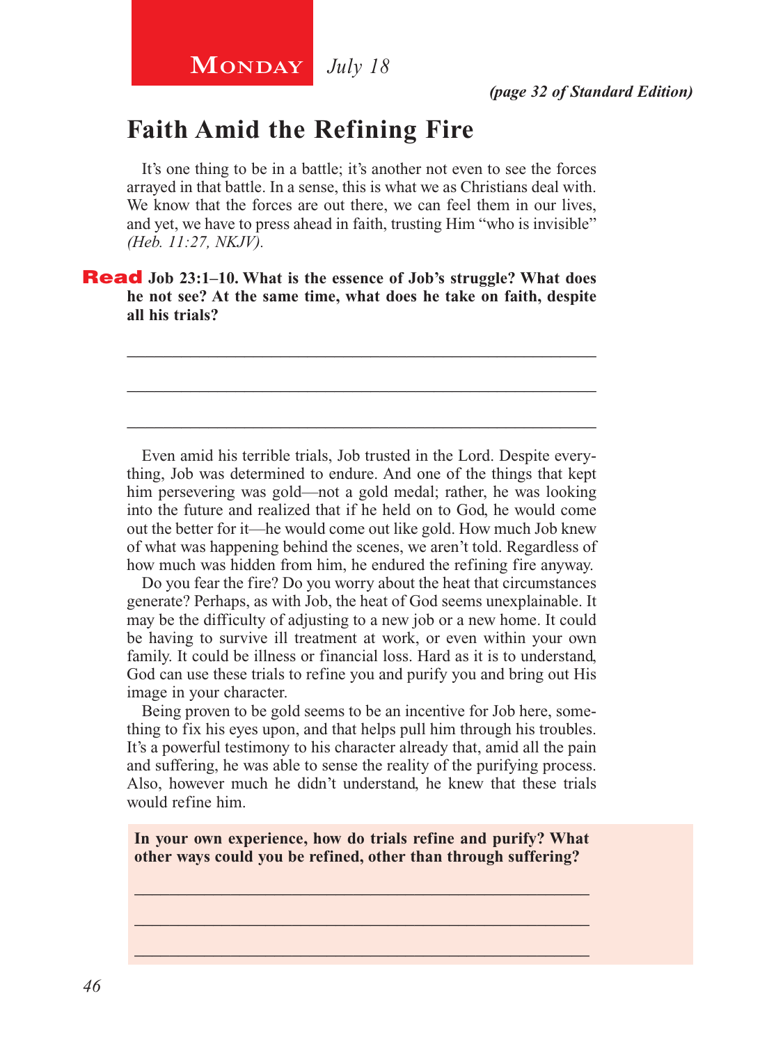**Monday** *July 18*

*(page 32 of Standard Edition)*

## Faith Amid the Refining Fire

It's one thing to be in a battle; it's another not even to see the forces arrayed in that battle. In a sense, this is what we as Christians deal with. We know that the forces are out there, we can feel them in our lives, and yet, we have to press ahead in faith, trusting Him "who is invisible" *(Heb. 11:27, NKJV).*

**Read Job 23:1–10. What is the essence of Job's struggle? What does he not see? At the same time, what does he take on faith, despite all his trials?**

_______________________________________________

_______________________________________________

_______________________________________________

Even amid his terrible trials, Job trusted in the Lord. Despite everything, Job was determined to endure. And one of the things that kept him persevering was gold—not a gold medal; rather, he was looking into the future and realized that if he held on to God, he would come out the better for it—he would come out like gold. How much Job knew of what was happening behind the scenes, we aren't told. Regardless of how much was hidden from him, he endured the refining fire anyway.

Do you fear the fire? Do you worry about the heat that circumstances generate? Perhaps, as with Job, the heat of God seems unexplainable. It may be the difficulty of adjusting to a new job or a new home. It could be having to survive ill treatment at work, or even within your own family. It could be illness or financial loss. Hard as it is to understand, God can use these trials to refine you and purify you and bring out His image in your character.

Being proven to be gold seems to be an incentive for Job here, something to fix his eyes upon, and that helps pull him through his troubles. It's a powerful testimony to his character already that, amid all the pain and suffering, he was able to sense the reality of the purifying process. Also, however much he didn't understand, he knew that these trials would refine him.

**In your own experience, how do trials refine and purify? What other ways could you be refined, other than through suffering?**

_______________________________________________

_______________________________________________

_______________________________________________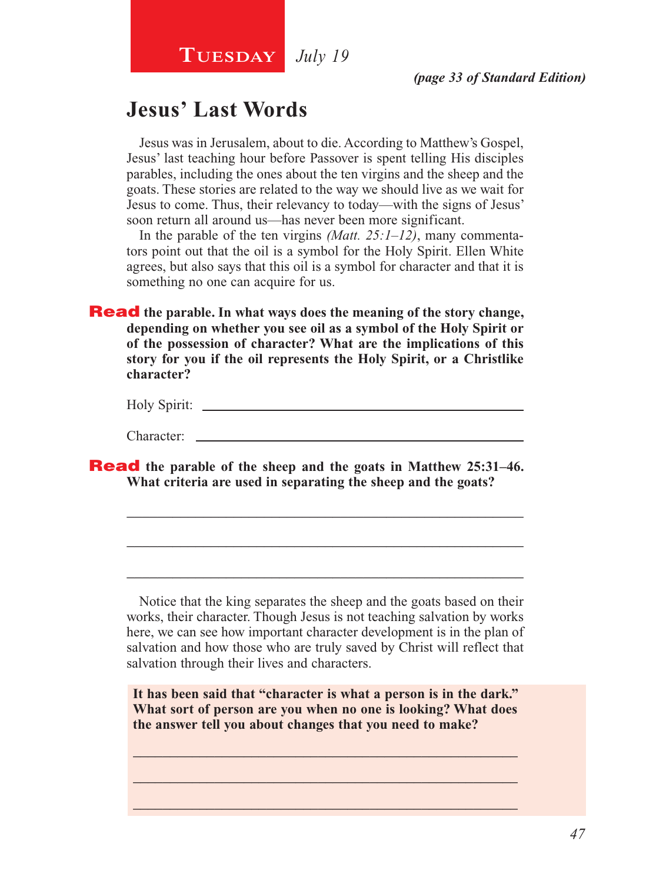**Tuesday** *July 19*

*(page 33 of Standard Edition)*

## Jesus' Last Words

Jesus was in Jerusalem, about to die. According to Matthew's Gospel, Jesus' last teaching hour before Passover is spent telling His disciples parables, including the ones about the ten virgins and the sheep and the goats. These stories are related to the way we should live as we wait for Jesus to come. Thus, their relevancy to today—with the signs of Jesus' soon return all around us—has never been more significant.

In the parable of the ten virgins *(Matt. 25:1–12)*, many commentators point out that the oil is a symbol for the Holy Spirit. Ellen White agrees, but also says that this oil is a symbol for character and that it is something no one can acquire for us.

**Read the parable. In what ways does the meaning of the story change, depending on whether you see oil as a symbol of the Holy Spirit or of the possession of character? What are the implications of this story for you if the oil represents the Holy Spirit, or a Christlike character?**

Holy Spirit: \_\_\_\_\_\_\_\_\_\_\_\_\_\_\_\_\_\_\_\_\_\_\_\_\_\_\_\_\_\_\_\_\_\_\_\_\_\_\_\_

Character: \_\_\_\_\_\_\_\_\_\_\_\_\_\_\_\_\_\_\_\_\_\_\_\_\_\_\_\_\_\_\_\_\_\_\_\_\_\_\_\_

**Read the parable of the sheep and the goats in Matthew 25:31–46. What criteria are used in separating the sheep and the goats?**

\_\_\_\_\_\_\_\_\_\_\_\_\_\_\_\_\_\_\_\_\_\_\_\_\_\_\_\_\_\_\_\_\_\_\_\_\_\_\_\_\_\_\_\_\_\_\_\_

\_\_\_\_\_\_\_\_\_\_\_\_\_\_\_\_\_\_\_\_\_\_\_\_\_\_\_\_\_\_\_\_\_\_\_\_\_\_\_\_\_\_\_\_\_\_\_\_

\_\_\_\_\_\_\_\_\_\_\_\_\_\_\_\_\_\_\_\_\_\_\_\_\_\_\_\_\_\_\_\_\_\_\_\_\_\_\_\_\_\_\_\_\_\_\_\_

Notice that the king separates the sheep and the goats based on their works, their character. Though Jesus is not teaching salvation by works here, we can see how important character development is in the plan of salvation and how those who are truly saved by Christ will reflect that salvation through their lives and characters.

**It has been said that "character is what a person is in the dark." What sort of person are you when no one is looking? What does the answer tell you about changes that you need to make?**

\_\_\_\_\_\_\_\_\_\_\_\_\_\_\_\_\_\_\_\_\_\_\_\_\_\_\_\_\_\_\_\_\_\_\_\_\_\_\_\_\_\_\_\_\_\_\_\_

\_\_\_\_\_\_\_\_\_\_\_\_\_\_\_\_\_\_\_\_\_\_\_\_\_\_\_\_\_\_\_\_\_\_\_\_\_\_\_\_\_\_\_\_\_\_\_\_

\_\_\_\_\_\_\_\_\_\_\_\_\_\_\_\_\_\_\_\_\_\_\_\_\_\_\_\_\_\_\_\_\_\_\_\_\_\_\_\_\_\_\_\_\_\_\_\_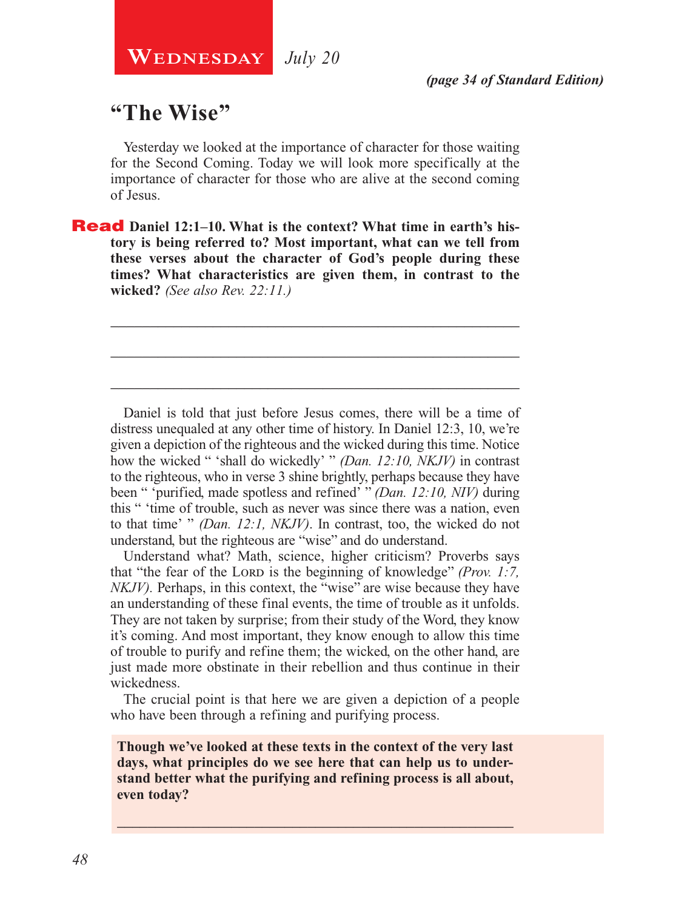**Wednesday** *July 20*

*(page 34 of Standard Edition)*

## "The Wise"

Yesterday we looked at the importance of character for those waiting for the Second Coming. Today we will look more specifically at the importance of character for those who are alive at the second coming of Jesus.

**Read Daniel 12:1–10. What is the context? What time in earth's history is being referred to? Most important, what can we tell from these verses about the character of God's people during these times? What characteristics are given them, in contrast to the wicked?** *(See also Rev. 22:11.)*

\_\_\_\_\_\_\_\_\_\_\_\_\_\_\_\_\_\_\_\_\_\_\_\_\_\_\_\_\_\_\_\_\_\_\_\_\_\_\_\_\_\_\_\_\_\_\_\_\_\_\_\_\_\_\_\_

\_\_\_\_\_\_\_\_\_\_\_\_\_\_\_\_\_\_\_\_\_\_\_\_\_\_\_\_\_\_\_\_\_\_\_\_\_\_\_\_\_\_\_\_\_\_\_\_\_\_\_\_\_\_\_\_

\_\_\_\_\_\_\_\_\_\_\_\_\_\_\_\_\_\_\_\_\_\_\_\_\_\_\_\_\_\_\_\_\_\_\_\_\_\_\_\_\_\_\_\_\_\_\_\_\_\_\_\_\_\_\_\_

Daniel is told that just before Jesus comes, there will be a time of distress unequaled at any other time of history. In Daniel 12:3, 10, we're given a depiction of the righteous and the wicked during this time. Notice how the wicked " 'shall do wickedly' " *(Dan. 12:10, NKJV)* in contrast to the righteous, who in verse 3 shine brightly, perhaps because they have been " 'purified, made spotless and refined' " *(Dan. 12:10, NIV)* during this " 'time of trouble, such as never was since there was a nation, even to that time' " *(Dan. 12:1, NKJV)*. In contrast, too, the wicked do not understand, but the righteous are "wise" and do understand.

Understand what? Math, science, higher criticism? Proverbs says that "the fear of the Lord is the beginning of knowledge" *(Prov. 1:7, NKJV)*. Perhaps, in this context, the "wise" are wise because they have an understanding of these final events, the time of trouble as it unfolds. They are not taken by surprise; from their study of the Word, they know it's coming. And most important, they know enough to allow this time of trouble to purify and refine them; the wicked, on the other hand, are just made more obstinate in their rebellion and thus continue in their wickedness.

The crucial point is that here we are given a depiction of a people who have been through a refining and purifying process.

**Though we've looked at these texts in the context of the very last days, what principles do we see here that can help us to understand better what the purifying and refining process is all about, even today?**

\_\_\_\_\_\_\_\_\_\_\_\_\_\_\_\_\_\_\_\_\_\_\_\_\_\_\_\_\_\_\_\_\_\_\_\_\_\_\_\_\_\_\_\_\_\_\_\_\_\_\_\_\_\_\_\_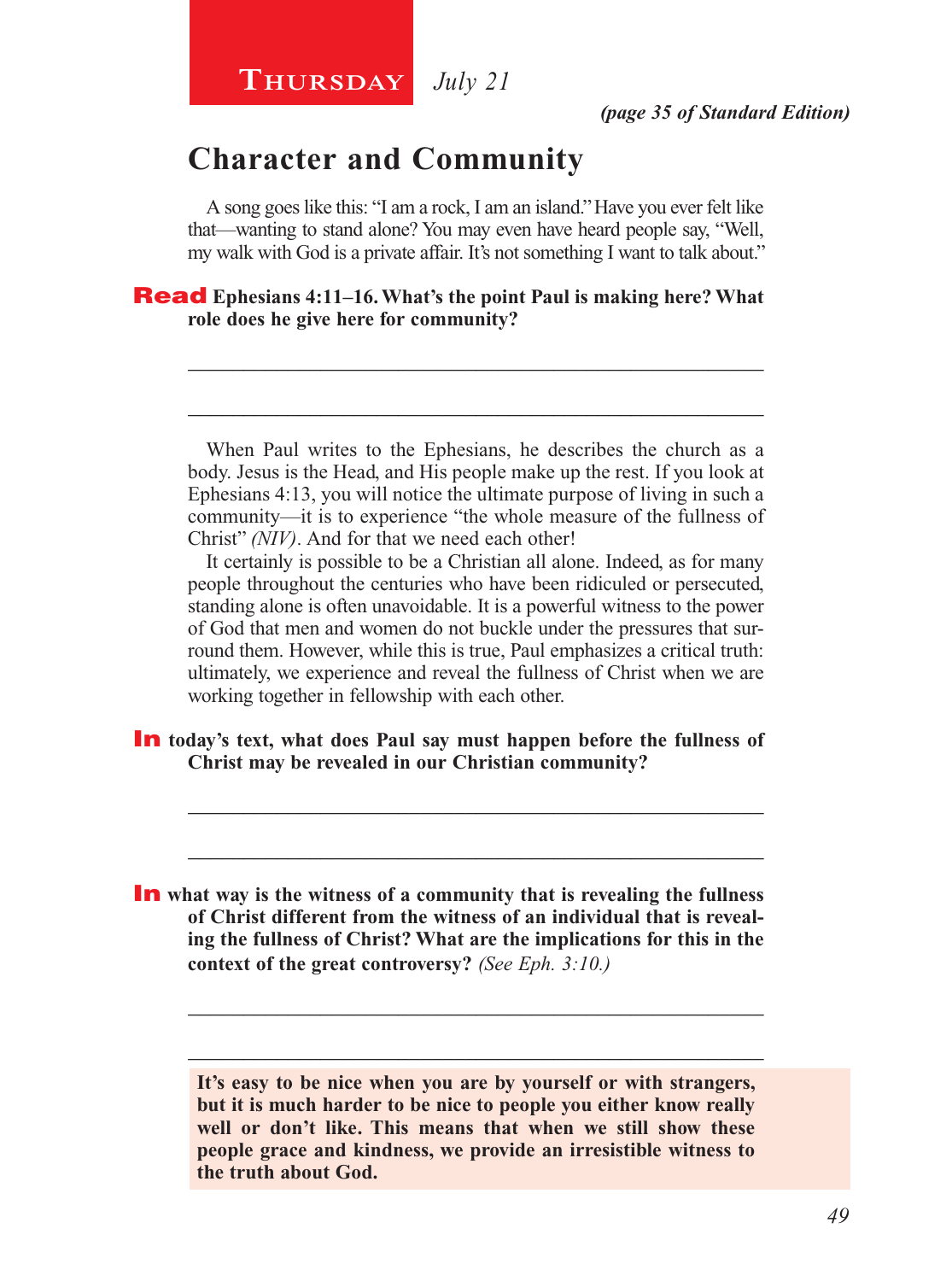**Thursday** *July 21*

***(page 35 of Standard Edition)***

## Character and Community

A song goes like this: "I am a rock, I am an island." Have you ever felt like that—wanting to stand alone? You may even have heard people say, "Well, my walk with God is a private affair. It's not something I want to talk about."

**Read Ephesians 4:11–16. What's the point Paul is making here? What role does he give here for community?**

\_\_\_\_\_\_\_\_\_\_\_\_\_\_\_\_\_\_\_\_\_\_\_\_\_\_\_\_\_\_\_\_\_\_\_\_\_\_\_\_\_\_\_\_\_\_\_\_\_\_\_\_\_\_

\_\_\_\_\_\_\_\_\_\_\_\_\_\_\_\_\_\_\_\_\_\_\_\_\_\_\_\_\_\_\_\_\_\_\_\_\_\_\_\_\_\_\_\_\_\_\_\_\_\_\_\_\_\_

When Paul writes to the Ephesians, he describes the church as a body. Jesus is the Head, and His people make up the rest. If you look at Ephesians 4:13, you will notice the ultimate purpose of living in such a community—it is to experience "the whole measure of the fullness of Christ" *(NIV)*. And for that we need each other!

It certainly is possible to be a Christian all alone. Indeed, as for many people throughout the centuries who have been ridiculed or persecuted, standing alone is often unavoidable. It is a powerful witness to the power of God that men and women do not buckle under the pressures that surround them. However, while this is true, Paul emphasizes a critical truth: ultimately, we experience and reveal the fullness of Christ when we are working together in fellowship with each other.

**In today's text, what does Paul say must happen before the fullness of Christ may be revealed in our Christian community?**

\_\_\_\_\_\_\_\_\_\_\_\_\_\_\_\_\_\_\_\_\_\_\_\_\_\_\_\_\_\_\_\_\_\_\_\_\_\_\_\_\_\_\_\_\_\_\_\_\_\_\_\_\_\_

\_\_\_\_\_\_\_\_\_\_\_\_\_\_\_\_\_\_\_\_\_\_\_\_\_\_\_\_\_\_\_\_\_\_\_\_\_\_\_\_\_\_\_\_\_\_\_\_\_\_\_\_\_\_

**In what way is the witness of a community that is revealing the fullness of Christ different from the witness of an individual that is revealing the fullness of Christ? What are the implications for this in the context of the great controversy?** *(See Eph. 3:10.)*

\_\_\_\_\_\_\_\_\_\_\_\_\_\_\_\_\_\_\_\_\_\_\_\_\_\_\_\_\_\_\_\_\_\_\_\_\_\_\_\_\_\_\_\_\_\_\_\_\_\_\_\_\_\_

\_\_\_\_\_\_\_\_\_\_\_\_\_\_\_\_\_\_\_\_\_\_\_\_\_\_\_\_\_\_\_\_\_\_\_\_\_\_\_\_\_\_\_\_\_\_\_\_\_\_\_\_\_\_

**It's easy to be nice when you are by yourself or with strangers, but it is much harder to be nice to people you either know really well or don't like. This means that when we still show these people grace and kindness, we provide an irresistible witness to the truth about God.**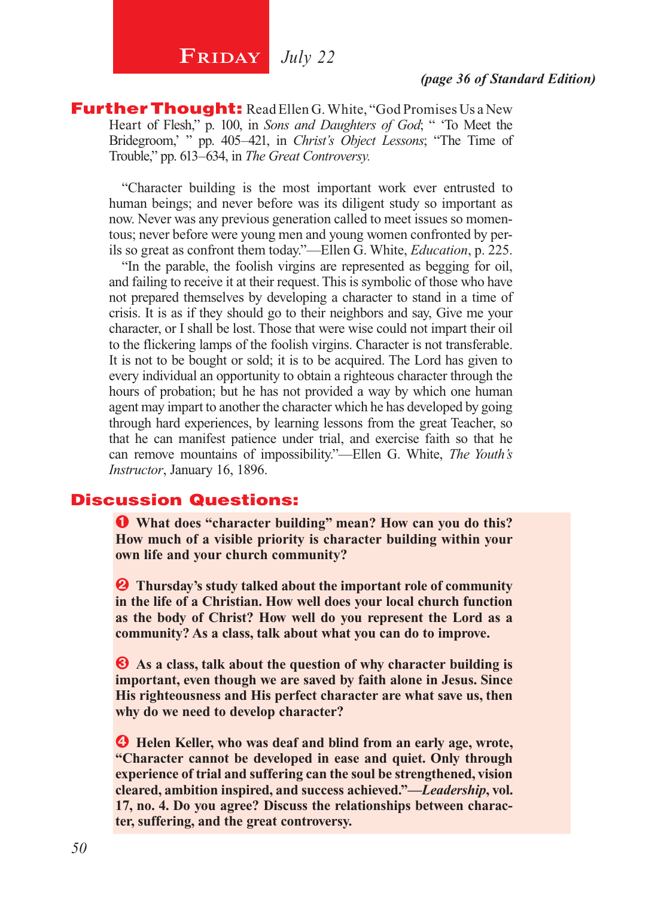## Friday *July 22*

*(page 36 of Standard Edition)*

**Further Thought:** Read Ellen G. White, "God Promises Us a New Heart of Flesh," p. 100, in *Sons and Daughters of God*; " 'To Meet the Bridegroom,' " pp. 405–421, in *Christ's Object Lessons*; "The Time of Trouble," pp. 613–634, in *The Great Controversy.*

"Character building is the most important work ever entrusted to human beings; and never before was its diligent study so important as now. Never was any previous generation called to meet issues so momentous; never before were young men and young women confronted by perils so great as confront them today."—Ellen G. White, *Education*, p. 225.

"In the parable, the foolish virgins are represented as begging for oil, and failing to receive it at their request. This is symbolic of those who have not prepared themselves by developing a character to stand in a time of crisis. It is as if they should go to their neighbors and say, Give me your character, or I shall be lost. Those that were wise could not impart their oil to the flickering lamps of the foolish virgins. Character is not transferable. It is not to be bought or sold; it is to be acquired. The Lord has given to every individual an opportunity to obtain a righteous character through the hours of probation; but he has not provided a way by which one human agent may impart to another the character which he has developed by going through hard experiences, by learning lessons from the great Teacher, so that he can manifest patience under trial, and exercise faith so that he can remove mountains of impossibility."—Ellen G. White, *The Youth's Instructor*, January 16, 1896.

## Discussion Questions:

❶ **What does "character building" mean? How can you do this? How much of a visible priority is character building within your own life and your church community?**

❷ **Thursday's study talked about the important role of community in the life of a Christian. How well does your local church function as the body of Christ? How well do you represent the Lord as a community? As a class, talk about what you can do to improve.**

❸ **As a class, talk about the question of why character building is important, even though we are saved by faith alone in Jesus. Since His righteousness and His perfect character are what save us, then why do we need to develop character?**

❹ **Helen Keller, who was deaf and blind from an early age, wrote, "Character cannot be developed in ease and quiet. Only through experience of trial and suffering can the soul be strengthened, vision cleared, ambition inspired, and success achieved."—*Leadership*, vol. 17, no. 4. Do you agree? Discuss the relationships between character, suffering, and the great controversy.**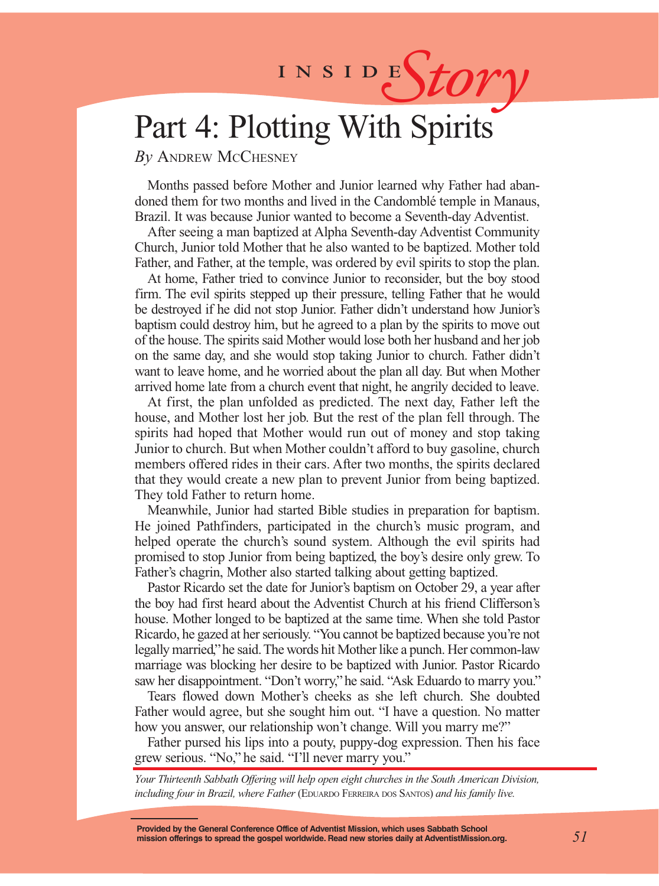INSIDE *Story*

# Part 4: Plotting With Spirits

*By* Andrew McChesney

Months passed before Mother and Junior learned why Father had abandoned them for two months and lived in the Candomblé temple in Manaus, Brazil. It was because Junior wanted to become a Seventh-day Adventist.

After seeing a man baptized at Alpha Seventh-day Adventist Community Church, Junior told Mother that he also wanted to be baptized. Mother told Father, and Father, at the temple, was ordered by evil spirits to stop the plan.

At home, Father tried to convince Junior to reconsider, but the boy stood firm. The evil spirits stepped up their pressure, telling Father that he would be destroyed if he did not stop Junior. Father didn't understand how Junior's baptism could destroy him, but he agreed to a plan by the spirits to move out of the house. The spirits said Mother would lose both her husband and her job on the same day, and she would stop taking Junior to church. Father didn't want to leave home, and he worried about the plan all day. But when Mother arrived home late from a church event that night, he angrily decided to leave.

At first, the plan unfolded as predicted. The next day, Father left the house, and Mother lost her job. But the rest of the plan fell through. The spirits had hoped that Mother would run out of money and stop taking Junior to church. But when Mother couldn't afford to buy gasoline, church members offered rides in their cars. After two months, the spirits declared that they would create a new plan to prevent Junior from being baptized. They told Father to return home.

Meanwhile, Junior had started Bible studies in preparation for baptism. He joined Pathfinders, participated in the church's music program, and helped operate the church's sound system. Although the evil spirits had promised to stop Junior from being baptized, the boy's desire only grew. To Father's chagrin, Mother also started talking about getting baptized.

Pastor Ricardo set the date for Junior's baptism on October 29, a year after the boy had first heard about the Adventist Church at his friend Clifferson's house. Mother longed to be baptized at the same time. When she told Pastor Ricardo, he gazed at her seriously. "You cannot be baptized because you're not legally married," he said. The words hit Mother like a punch. Her common-law marriage was blocking her desire to be baptized with Junior. Pastor Ricardo saw her disappointment. "Don't worry," he said. "Ask Eduardo to marry you."

Tears flowed down Mother's cheeks as she left church. She doubted Father would agree, but she sought him out. "I have a question. No matter how you answer, our relationship won't change. Will you marry me?"

Father pursed his lips into a pouty, puppy-dog expression. Then his face grew serious. "No," he said. "I'll never marry you."

*Your Thirteenth Sabbath Offering will help open eight churches in the South American Division, including four in Brazil, where Father* (Eduardo Ferreira dos Santos) *and his family live.*

**Provided by the General Conference Office of Adventist Mission, which uses Sabbath School mission offerings to spread the gospel worldwide. Read new stories daily at AdventistMission.org.**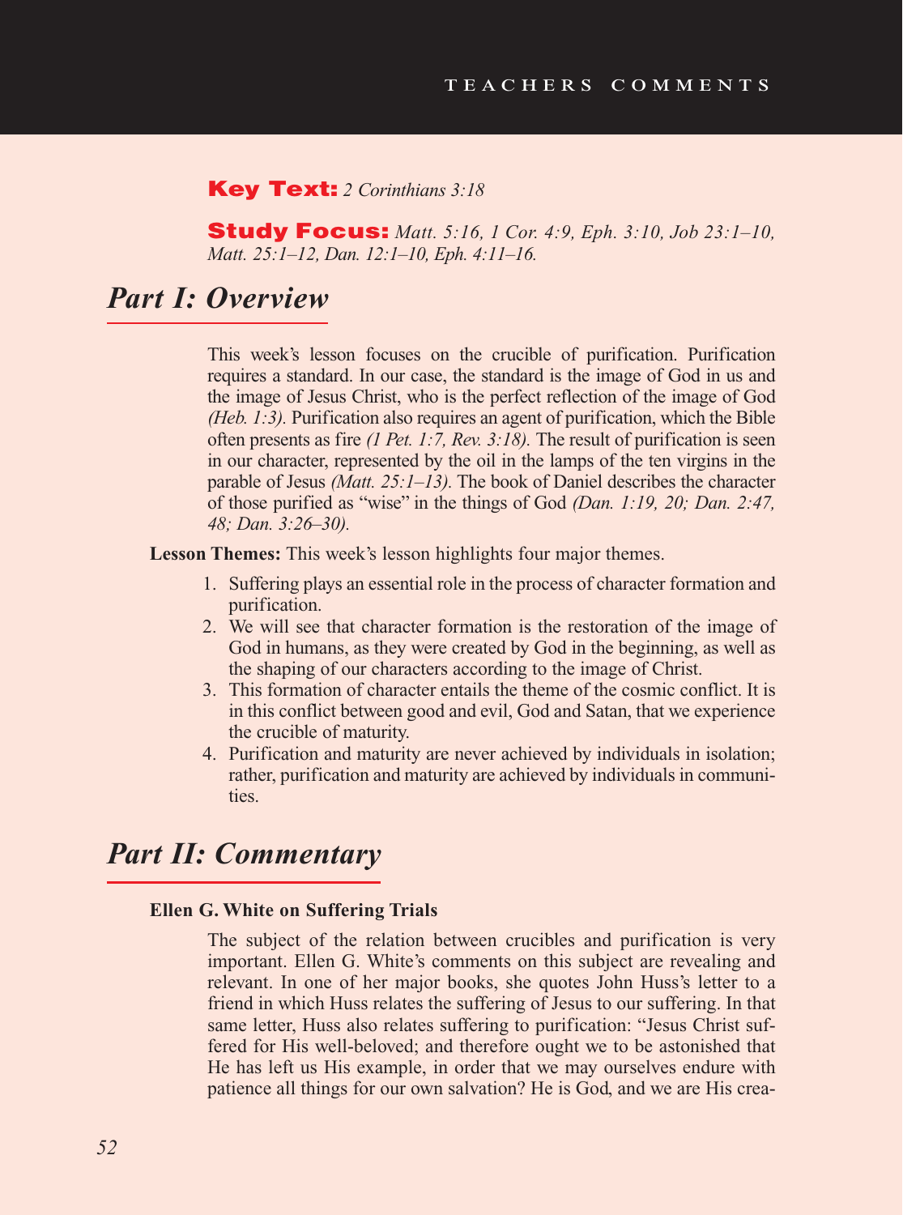**Key Text:** *2 Corinthians 3:18*

**Study Focus:** *Matt. 5:16, 1 Cor. 4:9, Eph. 3:10, Job 23:1–10, Matt. 25:1–12, Dan. 12:1–10, Eph. 4:11–16.*

## *Part I: Overview*

This week's lesson focuses on the crucible of purification. Purification requires a standard. In our case, the standard is the image of God in us and the image of Jesus Christ, who is the perfect reflection of the image of God *(Heb. 1:3).* Purification also requires an agent of purification, which the Bible often presents as fire *(1 Pet. 1:7, Rev. 3:18).* The result of purification is seen in our character, represented by the oil in the lamps of the ten virgins in the parable of Jesus *(Matt. 25:1–13).* The book of Daniel describes the character of those purified as "wise" in the things of God *(Dan. 1:19, 20; Dan. 2:47, 48; Dan. 3:26–30).*

**Lesson Themes:** This week's lesson highlights four major themes.

1. Suffering plays an essential role in the process of character formation and purification.
2. We will see that character formation is the restoration of the image of God in humans, as they were created by God in the beginning, as well as the shaping of our characters according to the image of Christ.
3. This formation of character entails the theme of the cosmic conflict. It is in this conflict between good and evil, God and Satan, that we experience the crucible of maturity.
4. Purification and maturity are never achieved by individuals in isolation; rather, purification and maturity are achieved by individuals in communities.

## *Part II: Commentary*

**Ellen G. White on Suffering Trials**

The subject of the relation between crucibles and purification is very important. Ellen G. White's comments on this subject are revealing and relevant. In one of her major books, she quotes John Huss's letter to a friend in which Huss relates the suffering of Jesus to our suffering. In that same letter, Huss also relates suffering to purification: "Jesus Christ suffered for His well-beloved; and therefore ought we to be astonished that He has left us His example, in order that we may ourselves endure with patience all things for our own salvation? He is God, and we are His crea-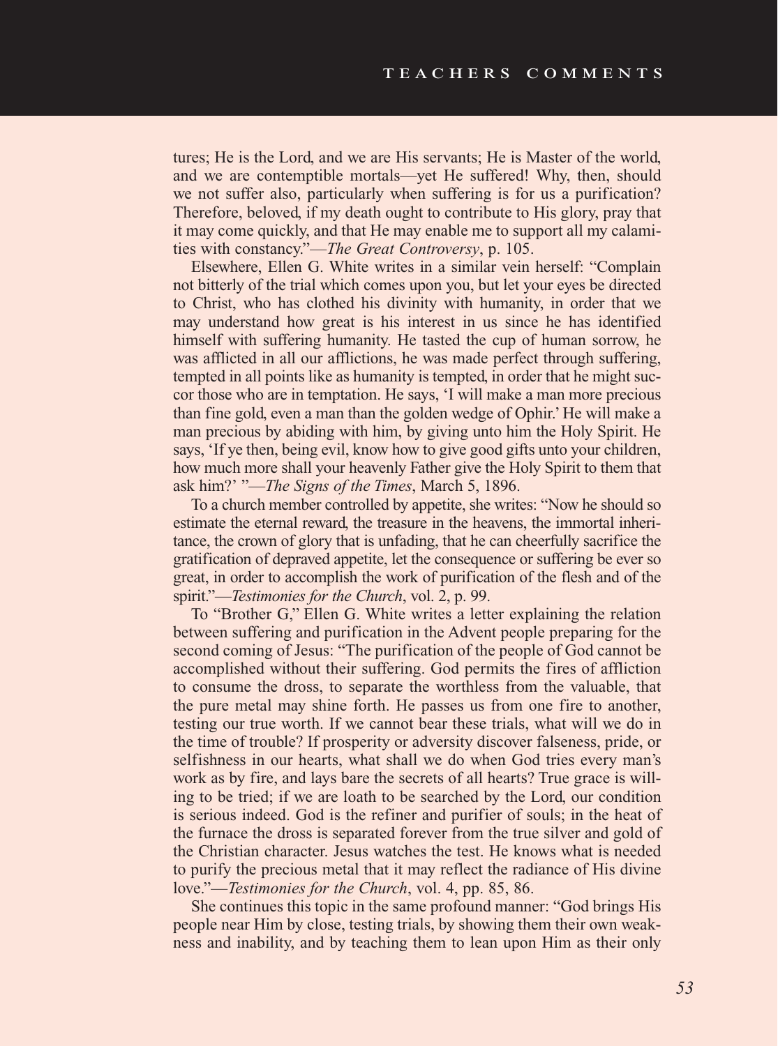tures; He is the Lord, and we are His servants; He is Master of the world, and we are contemptible mortals—yet He suffered! Why, then, should we not suffer also, particularly when suffering is for us a purification? Therefore, beloved, if my death ought to contribute to His glory, pray that it may come quickly, and that He may enable me to support all my calamities with constancy."—*The Great Controversy*, p. 105.

Elsewhere, Ellen G. White writes in a similar vein herself: "Complain not bitterly of the trial which comes upon you, but let your eyes be directed to Christ, who has clothed his divinity with humanity, in order that we may understand how great is his interest in us since he has identified himself with suffering humanity. He tasted the cup of human sorrow, he was afflicted in all our afflictions, he was made perfect through suffering, tempted in all points like as humanity is tempted, in order that he might succor those who are in temptation. He says, 'I will make a man more precious than fine gold, even a man than the golden wedge of Ophir.' He will make a man precious by abiding with him, by giving unto him the Holy Spirit. He says, 'If ye then, being evil, know how to give good gifts unto your children, how much more shall your heavenly Father give the Holy Spirit to them that ask him?' "—*The Signs of the Times*, March 5, 1896.

To a church member controlled by appetite, she writes: "Now he should so estimate the eternal reward, the treasure in the heavens, the immortal inheritance, the crown of glory that is unfading, that he can cheerfully sacrifice the gratification of depraved appetite, let the consequence or suffering be ever so great, in order to accomplish the work of purification of the flesh and of the spirit."—*Testimonies for the Church*, vol. 2, p. 99.

To "Brother G," Ellen G. White writes a letter explaining the relation between suffering and purification in the Advent people preparing for the second coming of Jesus: "The purification of the people of God cannot be accomplished without their suffering. God permits the fires of affliction to consume the dross, to separate the worthless from the valuable, that the pure metal may shine forth. He passes us from one fire to another, testing our true worth. If we cannot bear these trials, what will we do in the time of trouble? If prosperity or adversity discover falseness, pride, or selfishness in our hearts, what shall we do when God tries every man's work as by fire, and lays bare the secrets of all hearts? True grace is willing to be tried; if we are loath to be searched by the Lord, our condition is serious indeed. God is the refiner and purifier of souls; in the heat of the furnace the dross is separated forever from the true silver and gold of the Christian character. Jesus watches the test. He knows what is needed to purify the precious metal that it may reflect the radiance of His divine love."—*Testimonies for the Church*, vol. 4, pp. 85, 86.

She continues this topic in the same profound manner: "God brings His people near Him by close, testing trials, by showing them their own weakness and inability, and by teaching them to lean upon Him as their only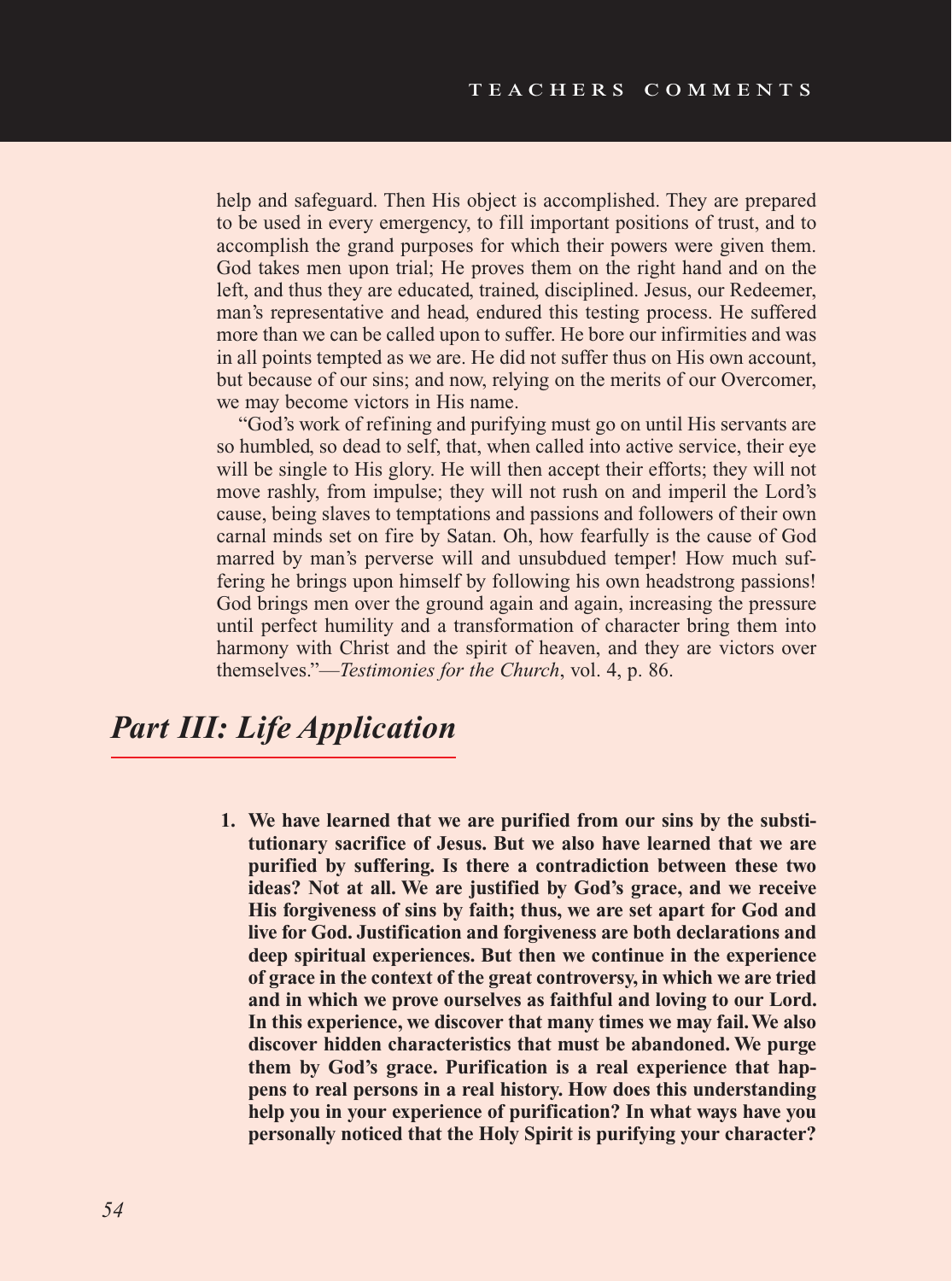help and safeguard. Then His object is accomplished. They are prepared to be used in every emergency, to fill important positions of trust, and to accomplish the grand purposes for which their powers were given them. God takes men upon trial; He proves them on the right hand and on the left, and thus they are educated, trained, disciplined. Jesus, our Redeemer, man's representative and head, endured this testing process. He suffered more than we can be called upon to suffer. He bore our infirmities and was in all points tempted as we are. He did not suffer thus on His own account, but because of our sins; and now, relying on the merits of our Overcomer, we may become victors in His name.

"God's work of refining and purifying must go on until His servants are so humbled, so dead to self, that, when called into active service, their eye will be single to His glory. He will then accept their efforts; they will not move rashly, from impulse; they will not rush on and imperil the Lord's cause, being slaves to temptations and passions and followers of their own carnal minds set on fire by Satan. Oh, how fearfully is the cause of God marred by man's perverse will and unsubdued temper! How much suffering he brings upon himself by following his own headstrong passions! God brings men over the ground again and again, increasing the pressure until perfect humility and a transformation of character bring them into harmony with Christ and the spirit of heaven, and they are victors over themselves."—*Testimonies for the Church*, vol. 4, p. 86.

## *Part III: Life Application*

1. **We have learned that we are purified from our sins by the substitutionary sacrifice of Jesus. But we also have learned that we are purified by suffering. Is there a contradiction between these two ideas? Not at all. We are justified by God's grace, and we receive His forgiveness of sins by faith; thus, we are set apart for God and live for God. Justification and forgiveness are both declarations and deep spiritual experiences. But then we continue in the experience of grace in the context of the great controversy, in which we are tried and in which we prove ourselves as faithful and loving to our Lord. In this experience, we discover that many times we may fail. We also discover hidden characteristics that must be abandoned. We purge them by God's grace. Purification is a real experience that happens to real persons in a real history. How does this understanding help you in your experience of purification? In what ways have you personally noticed that the Holy Spirit is purifying your character?**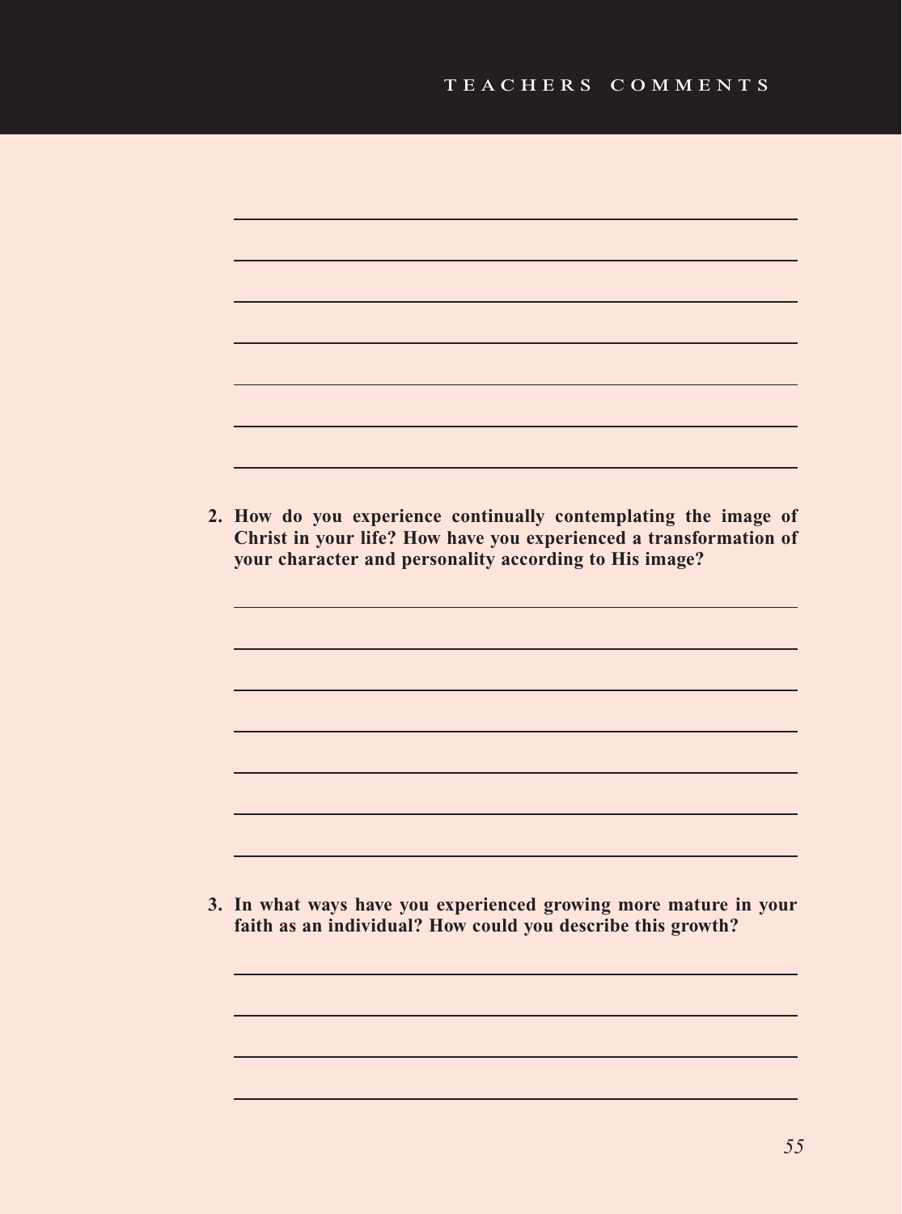2. **How do you experience continually contemplating the image of Christ in your life? How have you experienced a transformation of your character and personality according to His image?**

3. **In what ways have you experienced growing more mature in your faith as an individual? How could you describe this growth?**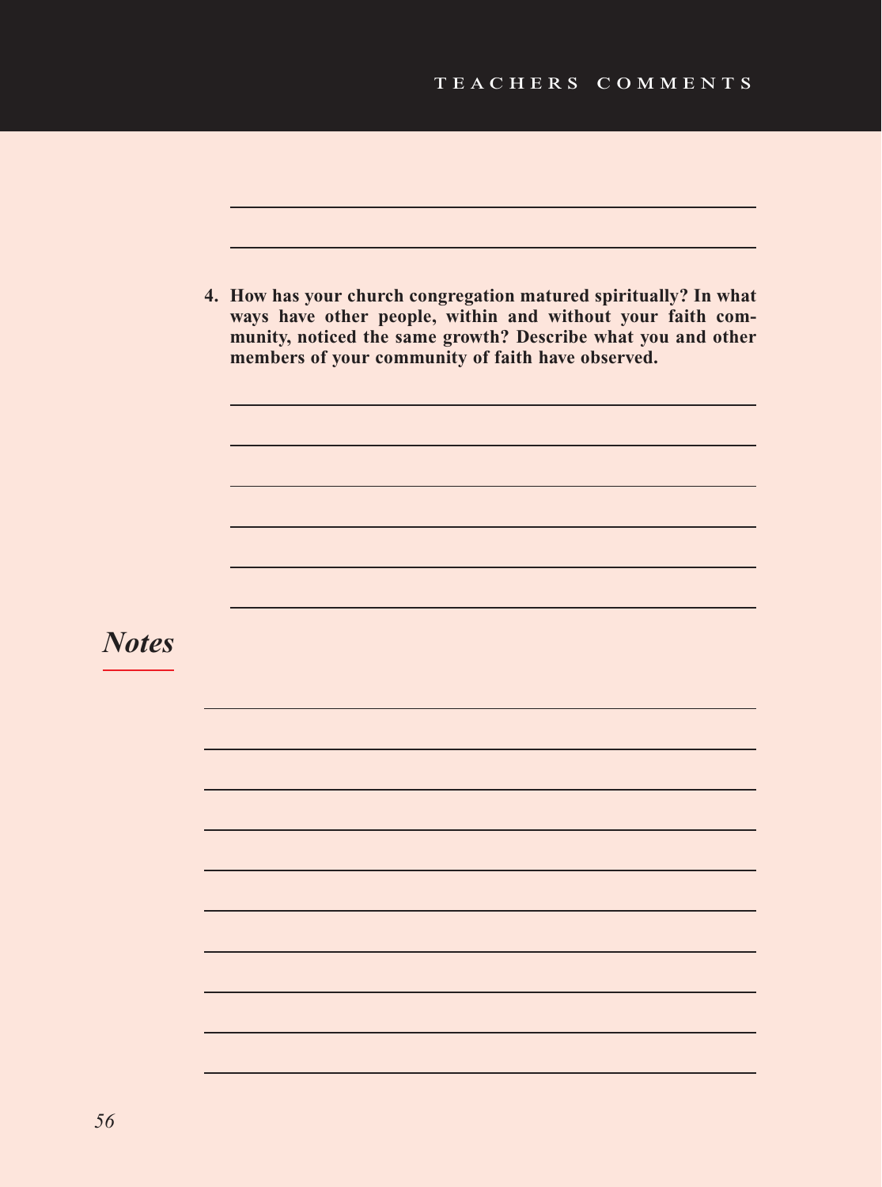4. **How has your church congregation matured spiritually? In what ways have other people, within and without your faith community, noticed the same growth? Describe what you and other members of your community of faith have observed.**

## *Notes*